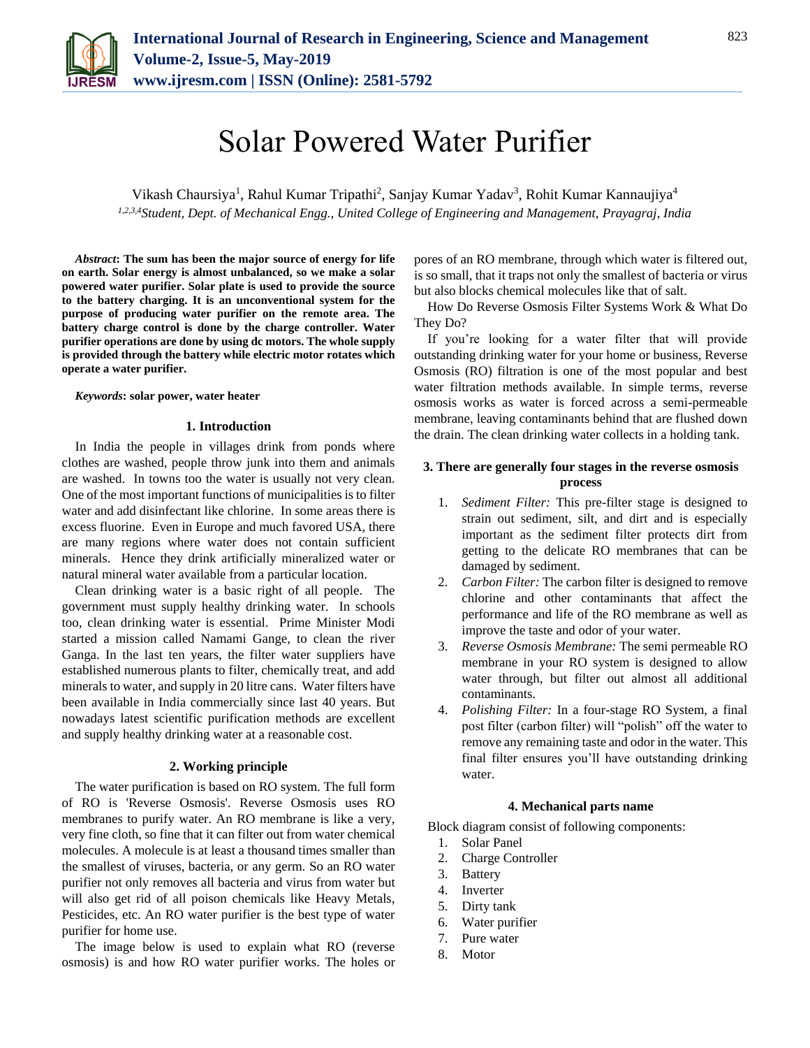# Solar Powered Water Purifier

Vikash Chaursiya[1], Rahul Kumar Tripathi[2], Sanjay Kumar Yadav[3], Rohit Kumar Kannaujiya[4]

[1,2,3,4]*Student, Dept. of Mechanical Engg., United College of Engineering and Management, Prayagraj, India*

***Abstract*: The sum has been the major source of energy for life on earth. Solar energy is almost unbalanced, so we make a solar powered water purifier. Solar plate is used to provide the source to the battery charging. It is an unconventional system for the purpose of producing water purifier on the remote area. The battery charge control is done by the charge controller. Water purifier operations are done by using dc motors. The whole supply is provided through the battery while electric motor rotates which operate a water purifier.**

***Keywords*: solar power, water heater**

## 1. Introduction

In India the people in villages drink from ponds where clothes are washed, people throw junk into them and animals are washed. In towns too the water is usually not very clean. One of the most important functions of municipalities is to filter water and add disinfectant like chlorine. In some areas there is excess fluorine. Even in Europe and much favored USA, there are many regions where water does not contain sufficient minerals. Hence they drink artificially mineralized water or natural mineral water available from a particular location.

Clean drinking water is a basic right of all people. The government must supply healthy drinking water. In schools too, clean drinking water is essential. Prime Minister Modi started a mission called Namami Gange, to clean the river Ganga. In the last ten years, the filter water suppliers have established numerous plants to filter, chemically treat, and add minerals to water, and supply in 20 litre cans. Water filters have been available in India commercially since last 40 years. But nowadays latest scientific purification methods are excellent and supply healthy drinking water at a reasonable cost.

## 2. Working principle

The water purification is based on RO system. The full form of RO is 'Reverse Osmosis'. Reverse Osmosis uses RO membranes to purify water. An RO membrane is like a very, very fine cloth, so fine that it can filter out from water chemical molecules. A molecule is at least a thousand times smaller than the smallest of viruses, bacteria, or any germ. So an RO water purifier not only removes all bacteria and virus from water but will also get rid of all poison chemicals like Heavy Metals, Pesticides, etc. An RO water purifier is the best type of water purifier for home use.

The image below is used to explain what RO (reverse osmosis) is and how RO water purifier works. The holes or pores of an RO membrane, through which water is filtered out, is so small, that it traps not only the smallest of bacteria or virus but also blocks chemical molecules like that of salt.

How Do Reverse Osmosis Filter Systems Work & What Do They Do?

If you're looking for a water filter that will provide outstanding drinking water for your home or business, Reverse Osmosis (RO) filtration is one of the most popular and best water filtration methods available. In simple terms, reverse osmosis works as water is forced across a semi-permeable membrane, leaving contaminants behind that are flushed down the drain. The clean drinking water collects in a holding tank.

## 3. There are generally four stages in the reverse osmosis process

1. *Sediment Filter:* This pre-filter stage is designed to strain out sediment, silt, and dirt and is especially important as the sediment filter protects dirt from getting to the delicate RO membranes that can be damaged by sediment.
2. *Carbon Filter:* The carbon filter is designed to remove chlorine and other contaminants that affect the performance and life of the RO membrane as well as improve the taste and odor of your water.
3. *Reverse Osmosis Membrane:* The semi permeable RO membrane in your RO system is designed to allow water through, but filter out almost all additional contaminants.
4. *Polishing Filter:* In a four-stage RO System, a final post filter (carbon filter) will "polish" off the water to remove any remaining taste and odor in the water. This final filter ensures you'll have outstanding drinking water.

## 4. Mechanical parts name

Block diagram consist of following components:

1. Solar Panel
2. Charge Controller
3. Battery
4. Inverter
5. Dirty tank
6. Water purifier
7. Pure water
8. Motor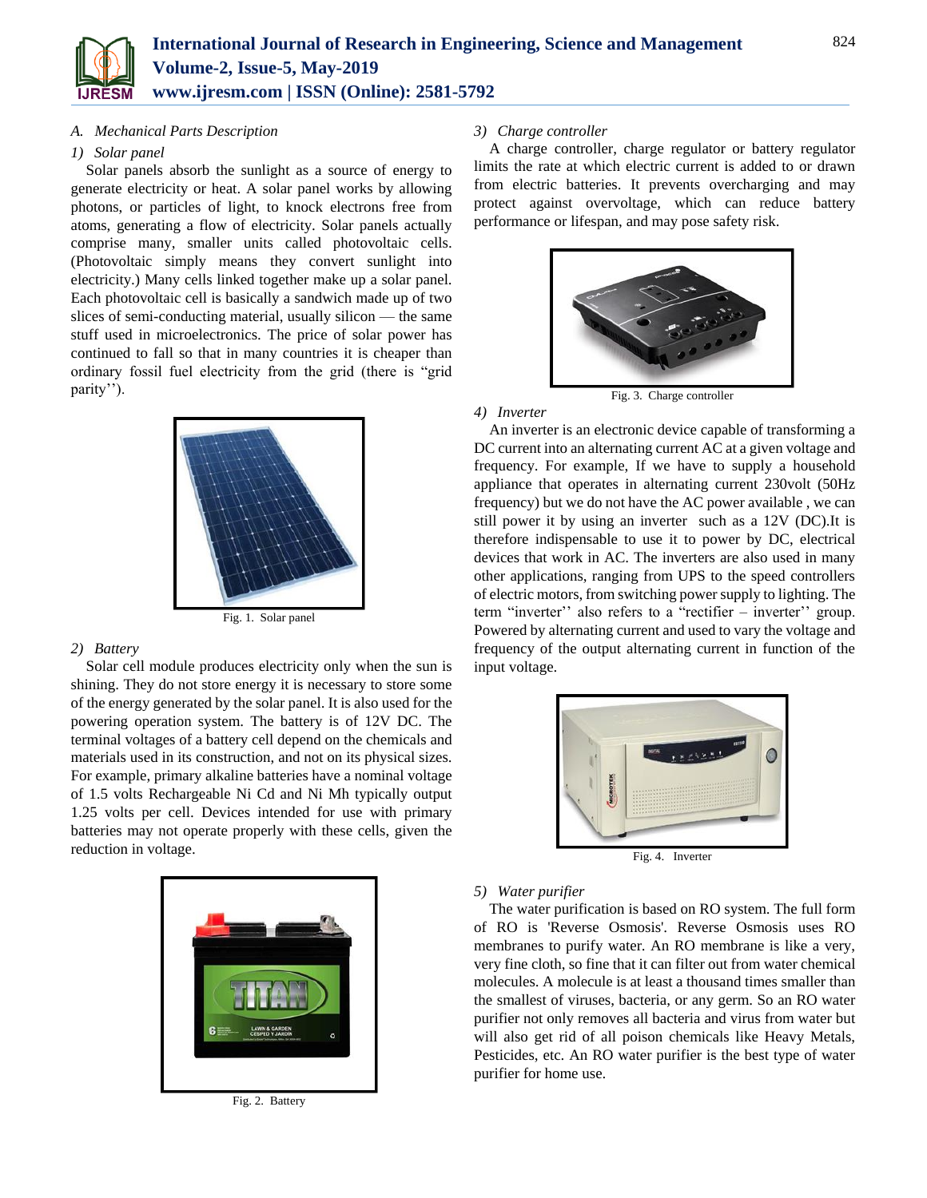### A. *Mechanical Parts Description*

#### 1) *Solar panel*

Solar panels absorb the sunlight as a source of energy to generate electricity or heat. A solar panel works by allowing photons, or particles of light, to knock electrons free from atoms, generating a flow of electricity. Solar panels actually comprise many, smaller units called photovoltaic cells. (Photovoltaic simply means they convert sunlight into electricity.) Many cells linked together make up a solar panel. Each photovoltaic cell is basically a sandwich made up of two slices of semi-conducting material, usually silicon — the same stuff used in microelectronics. The price of solar power has continued to fall so that in many countries it is cheaper than ordinary fossil fuel electricity from the grid (there is "grid parity'').

Fig. 1. Solar panel

#### 2) *Battery*

Solar cell module produces electricity only when the sun is shining. They do not store energy it is necessary to store some of the energy generated by the solar panel. It is also used for the powering operation system. The battery is of 12V DC. The terminal voltages of a battery cell depend on the chemicals and materials used in its construction, and not on its physical sizes. For example, primary alkaline batteries have a nominal voltage of 1.5 volts Rechargeable Ni Cd and Ni Mh typically output 1.25 volts per cell. Devices intended for use with primary batteries may not operate properly with these cells, given the reduction in voltage.

Fig. 2. Battery

#### 3) *Charge controller*

A charge controller, charge regulator or battery regulator limits the rate at which electric current is added to or drawn from electric batteries. It prevents overcharging and may protect against overvoltage, which can reduce battery performance or lifespan, and may pose safety risk.

Fig. 3. Charge controller

#### 4) *Inverter*

An inverter is an electronic device capable of transforming a DC current into an alternating current AC at a given voltage and frequency. For example, If we have to supply a household appliance that operates in alternating current 230volt (50Hz frequency) but we do not have the AC power available , we can still power it by using an inverter such as a 12V (DC).It is therefore indispensable to use it to power by DC, electrical devices that work in AC. The inverters are also used in many other applications, ranging from UPS to the speed controllers of electric motors, from switching power supply to lighting. The term "inverter'' also refers to a "rectifier – inverter'' group. Powered by alternating current and used to vary the voltage and frequency of the output alternating current in function of the input voltage.

Fig. 4. Inverter

#### 5) *Water purifier*

The water purification is based on RO system. The full form of RO is 'Reverse Osmosis'. Reverse Osmosis uses RO membranes to purify water. An RO membrane is like a very, very fine cloth, so fine that it can filter out from water chemical molecules. A molecule is at least a thousand times smaller than the smallest of viruses, bacteria, or any germ. So an RO water purifier not only removes all bacteria and virus from water but will also get rid of all poison chemicals like Heavy Metals, Pesticides, etc. An RO water purifier is the best type of water purifier for home use.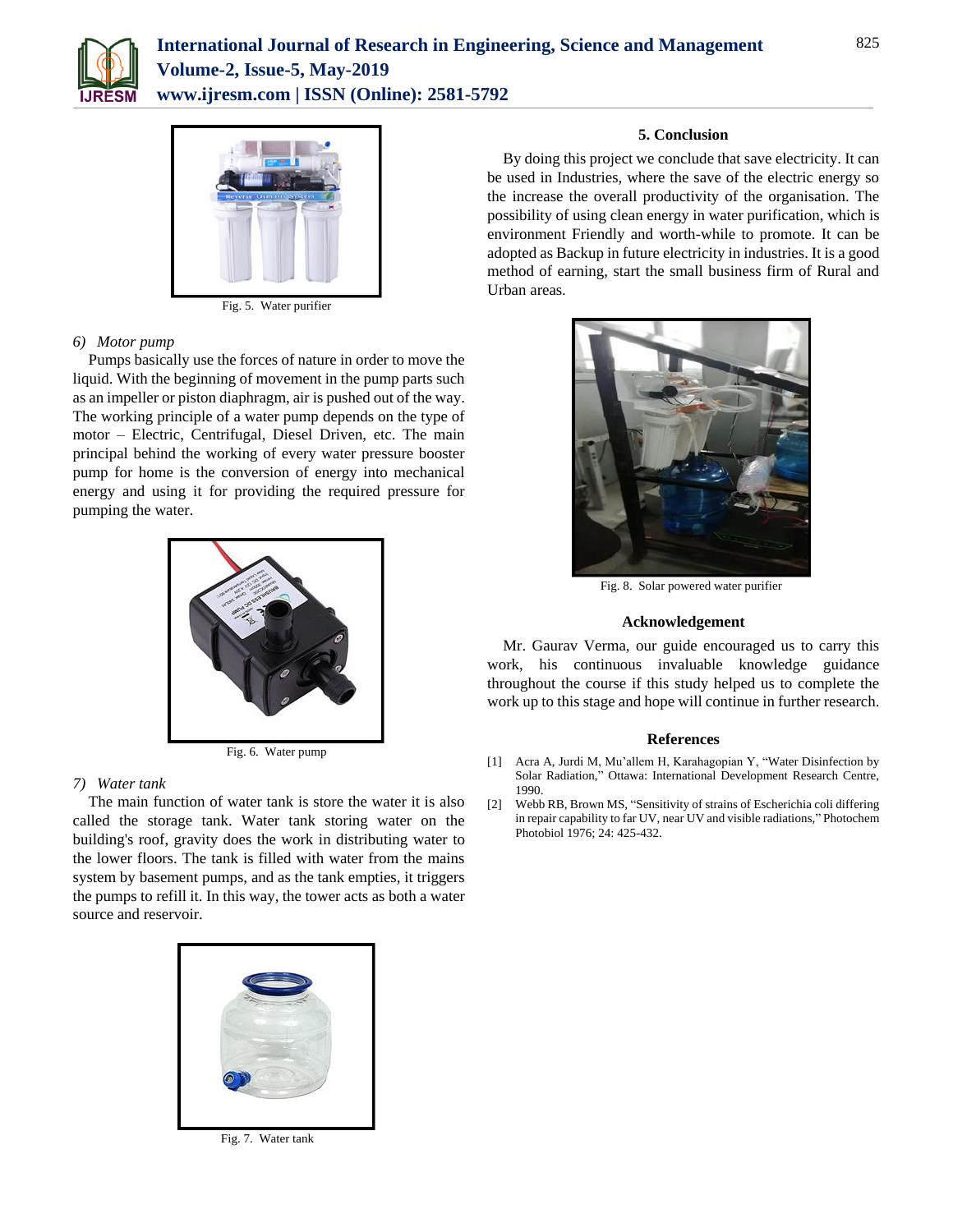Fig. 5. Water purifier

*6) Motor pump*

Pumps basically use the forces of nature in order to move the liquid. With the beginning of movement in the pump parts such as an impeller or piston diaphragm, air is pushed out of the way. The working principle of a water pump depends on the type of motor – Electric, Centrifugal, Diesel Driven, etc. The main principal behind the working of every water pressure booster pump for home is the conversion of energy into mechanical energy and using it for providing the required pressure for pumping the water.

Fig. 6. Water pump

*7) Water tank*

The main function of water tank is store the water it is also called the storage tank. Water tank storing water on the building's roof, gravity does the work in distributing water to the lower floors. The tank is filled with water from the mains system by basement pumps, and as the tank empties, it triggers the pumps to refill it. In this way, the tower acts as both a water source and reservoir.

Fig. 7. Water tank

## 5. Conclusion

By doing this project we conclude that save electricity. It can be used in Industries, where the save of the electric energy so the increase the overall productivity of the organisation. The possibility of using clean energy in water purification, which is environment Friendly and worth-while to promote. It can be adopted as Backup in future electricity in industries. It is a good method of earning, start the small business firm of Rural and Urban areas.

Fig. 8. Solar powered water purifier

## Acknowledgement

Mr. Gaurav Verma, our guide encouraged us to carry this work, his continuous invaluable knowledge guidance throughout the course if this study helped us to complete the work up to this stage and hope will continue in further research.

## References

[1] Acra A, Jurdi M, Mu'allem H, Karahagopian Y, "Water Disinfection by Solar Radiation," Ottawa: International Development Research Centre, 1990.

[2] Webb RB, Brown MS, "Sensitivity of strains of Escherichia coli differing in repair capability to far UV, near UV and visible radiations," Photochem Photobiol 1976; 24: 425-432.